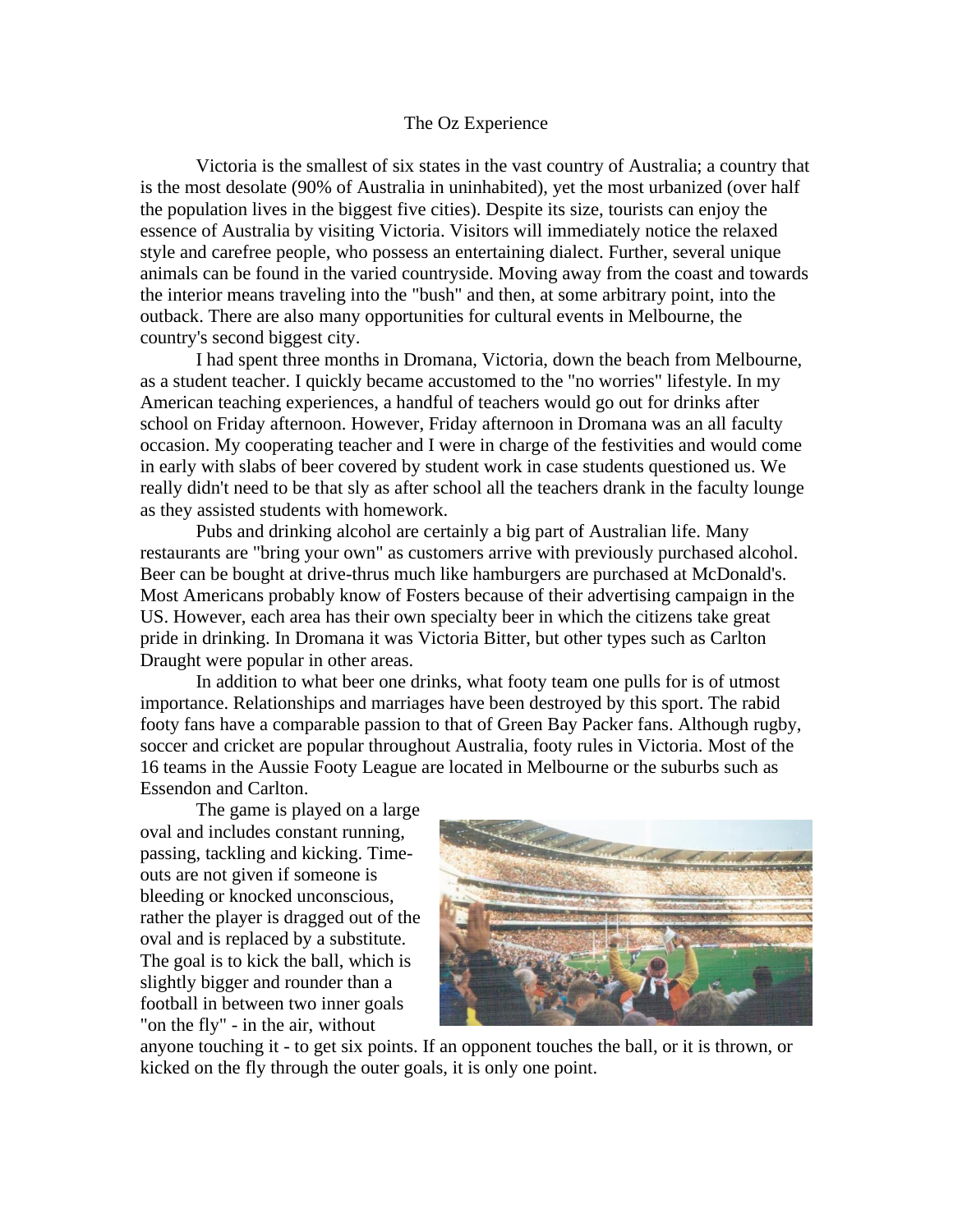# The Oz Experience

Victoria is the smallest of six states in the vast country of Australia; a country that is the most desolate (90% of Australia in uninhabited), yet the most urbanized (over half the population lives in the biggest five cities). Despite its size, tourists can enjoy the essence of Australia by visiting Victoria. Visitors will immediately notice the relaxed style and carefree people, who possess an entertaining dialect. Further, several unique animals can be found in the varied countryside. Moving away from the coast and towards the interior means traveling into the "bush" and then, at some arbitrary point, into the outback. There are also many opportunities for cultural events in Melbourne, the country's second biggest city.

I had spent three months in Dromana, Victoria, down the beach from Melbourne, as a student teacher. I quickly became accustomed to the "no worries" lifestyle. In my American teaching experiences, a handful of teachers would go out for drinks after school on Friday afternoon. However, Friday afternoon in Dromana was an all faculty occasion. My cooperating teacher and I were in charge of the festivities and would come in early with slabs of beer covered by student work in case students questioned us. We really didn't need to be that sly as after school all the teachers drank in the faculty lounge as they assisted students with homework.

Pubs and drinking alcohol are certainly a big part of Australian life. Many restaurants are "bring your own" as customers arrive with previously purchased alcohol. Beer can be bought at drive-thrus much like hamburgers are purchased at McDonald's. Most Americans probably know of Fosters because of their advertising campaign in the US. However, each area has their own specialty beer in which the citizens take great pride in drinking. In Dromana it was Victoria Bitter, but other types such as Carlton Draught were popular in other areas.

In addition to what beer one drinks, what footy team one pulls for is of utmost importance. Relationships and marriages have been destroyed by this sport. The rabid footy fans have a comparable passion to that of Green Bay Packer fans. Although rugby, soccer and cricket are popular throughout Australia, footy rules in Victoria. Most of the 16 teams in the Aussie Footy League are located in Melbourne or the suburbs such as Essendon and Carlton.

The game is played on a large oval and includes constant running, passing, tackling and kicking. Time-outs are not given if someone is bleeding or knocked unconscious, rather the player is dragged out of the oval and is replaced by a substitute. The goal is to kick the ball, which is slightly bigger and rounder than a football in between two inner goals "on the fly" - in the air, without anyone touching it - to get six points. If an opponent touches the ball, or it is thrown, or kicked on the fly through the outer goals, it is only one point.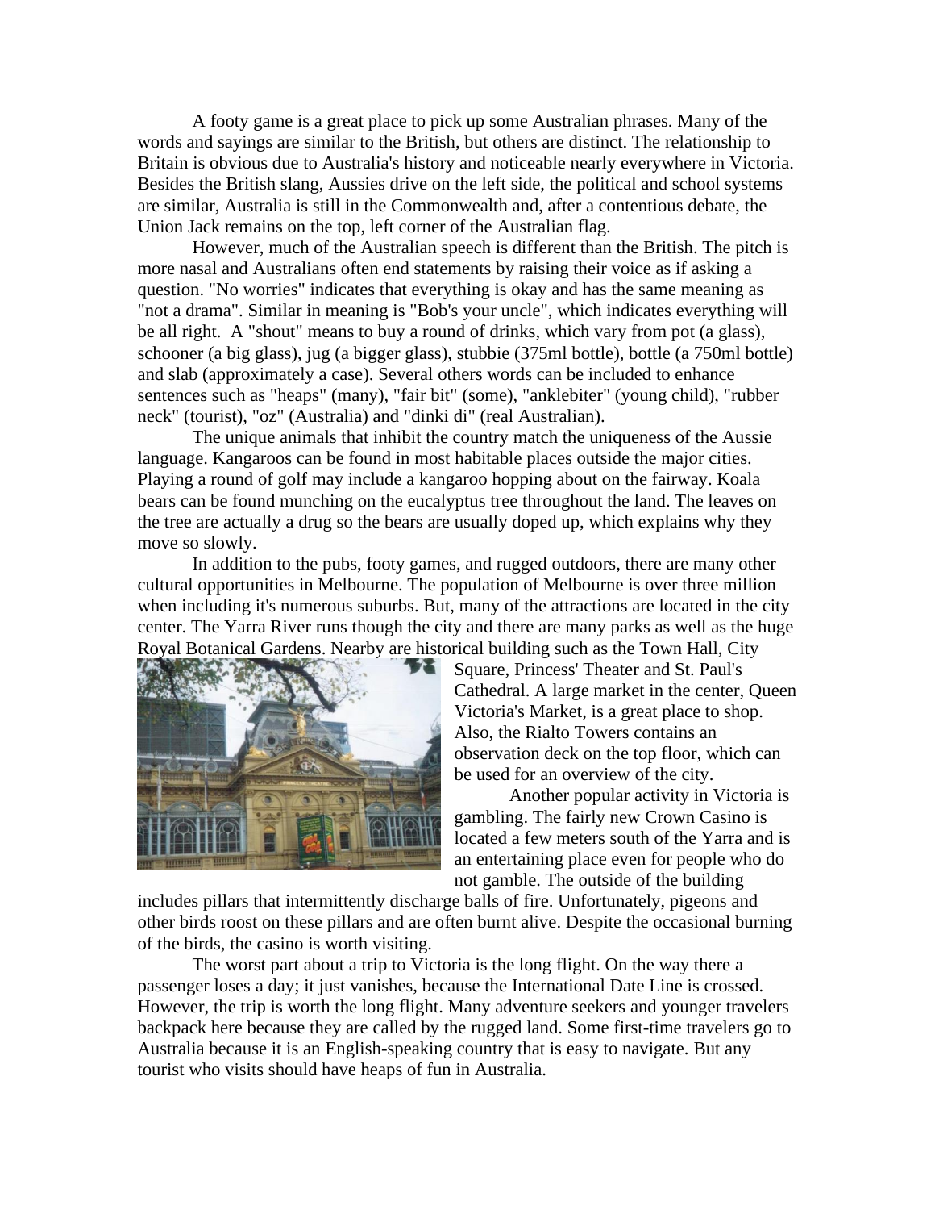A footy game is a great place to pick up some Australian phrases. Many of the words and sayings are similar to the British, but others are distinct. The relationship to Britain is obvious due to Australia's history and noticeable nearly everywhere in Victoria. Besides the British slang, Aussies drive on the left side, the political and school systems are similar, Australia is still in the Commonwealth and, after a contentious debate, the Union Jack remains on the top, left corner of the Australian flag.

However, much of the Australian speech is different than the British. The pitch is more nasal and Australians often end statements by raising their voice as if asking a question. "No worries" indicates that everything is okay and has the same meaning as "not a drama". Similar in meaning is "Bob's your uncle", which indicates everything will be all right. A "shout" means to buy a round of drinks, which vary from pot (a glass), schooner (a big glass), jug (a bigger glass), stubbie (375ml bottle), bottle (a 750ml bottle) and slab (approximately a case). Several others words can be included to enhance sentences such as "heaps" (many), "fair bit" (some), "anklebiter" (young child), "rubber neck" (tourist), "oz" (Australia) and "dinki di" (real Australian).

The unique animals that inhibit the country match the uniqueness of the Aussie language. Kangaroos can be found in most habitable places outside the major cities. Playing a round of golf may include a kangaroo hopping about on the fairway. Koala bears can be found munching on the eucalyptus tree throughout the land. The leaves on the tree are actually a drug so the bears are usually doped up, which explains why they move so slowly.

In addition to the pubs, footy games, and rugged outdoors, there are many other cultural opportunities in Melbourne. The population of Melbourne is over three million when including it's numerous suburbs. But, many of the attractions are located in the city center. The Yarra River runs though the city and there are many parks as well as the huge Royal Botanical Gardens. Nearby are historical building such as the Town Hall, City Square, Princess' Theater and St. Paul's Cathedral. A large market in the center, Queen Victoria's Market, is a great place to shop. Also, the Rialto Towers contains an observation deck on the top floor, which can be used for an overview of the city.

Another popular activity in Victoria is gambling. The fairly new Crown Casino is located a few meters south of the Yarra and is an entertaining place even for people who do not gamble. The outside of the building includes pillars that intermittently discharge balls of fire. Unfortunately, pigeons and other birds roost on these pillars and are often burnt alive. Despite the occasional burning of the birds, the casino is worth visiting.

The worst part about a trip to Victoria is the long flight. On the way there a passenger loses a day; it just vanishes, because the International Date Line is crossed. However, the trip is worth the long flight. Many adventure seekers and younger travelers backpack here because they are called by the rugged land. Some first-time travelers go to Australia because it is an English-speaking country that is easy to navigate. But any tourist who visits should have heaps of fun in Australia.